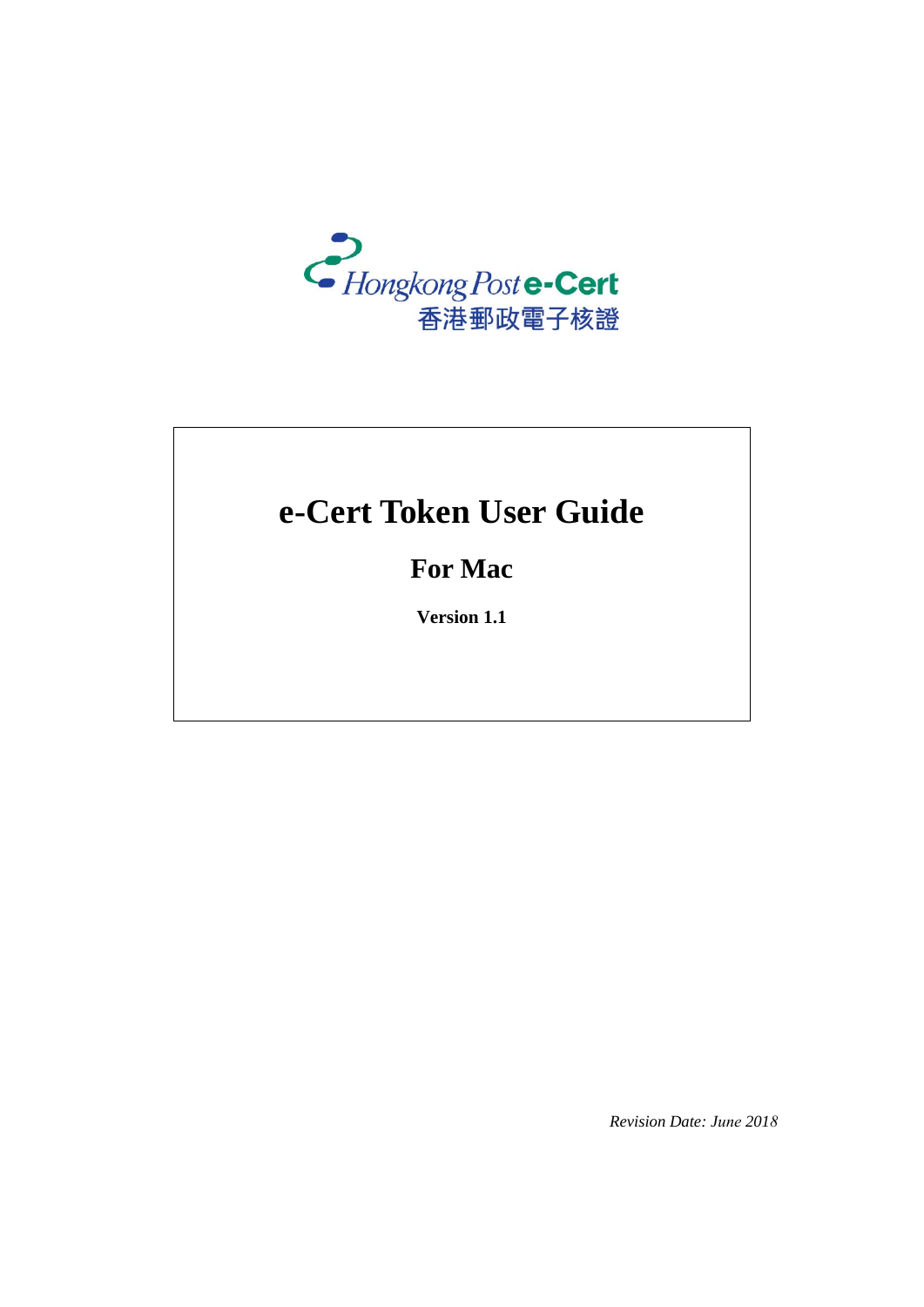Hongkong Post e-Cert
香港郵政電子核證

# e-Cert Token User Guide

## For Mac

**Version 1.1**

*Revision Date: June 2018*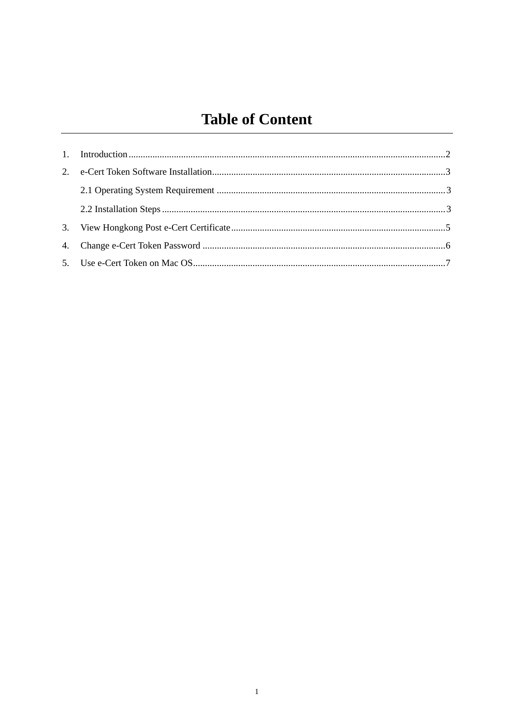# Table of Content

1. Introduction.....2
2. e-Cert Token Software Installation.....3
   - 2.1 Operating System Requirement.....3
   - 2.2 Installation Steps.....3
3. View Hongkong Post e-Cert Certificate.....5
4. Change e-Cert Token Password.....6
5. Use e-Cert Token on Mac OS.....7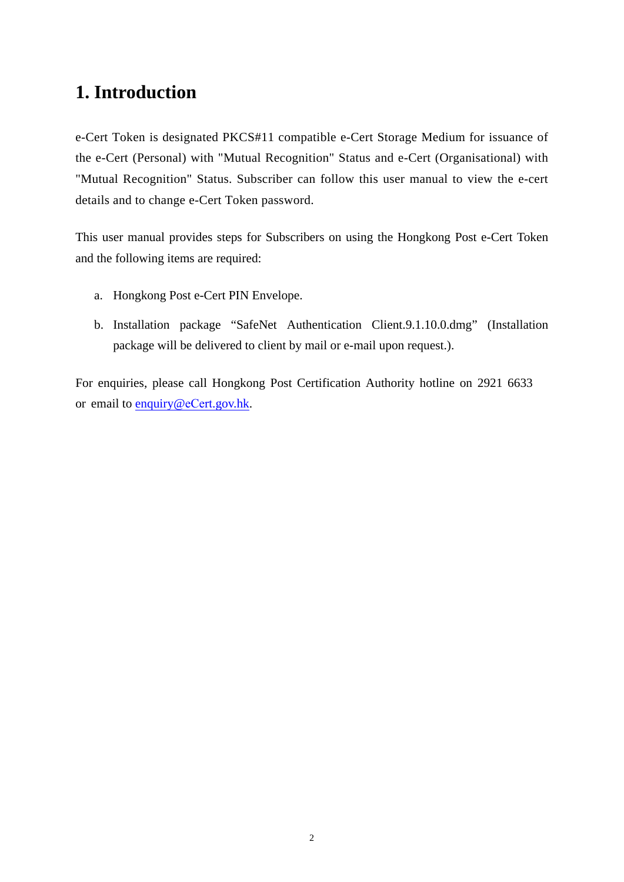# 1. Introduction

e-Cert Token is designated PKCS#11 compatible e-Cert Storage Medium for issuance of the e-Cert (Personal) with "Mutual Recognition" Status and e-Cert (Organisational) with "Mutual Recognition" Status. Subscriber can follow this user manual to view the e-cert details and to change e-Cert Token password.

This user manual provides steps for Subscribers on using the Hongkong Post e-Cert Token and the following items are required:

a. Hongkong Post e-Cert PIN Envelope.

b. Installation package "SafeNet Authentication Client.9.1.10.0.dmg" (Installation package will be delivered to client by mail or e-mail upon request.).

For enquiries, please call Hongkong Post Certification Authority hotline on 2921 6633 or email to [enquiry@eCert.gov.hk](mailto:enquiry@eCert.gov.hk).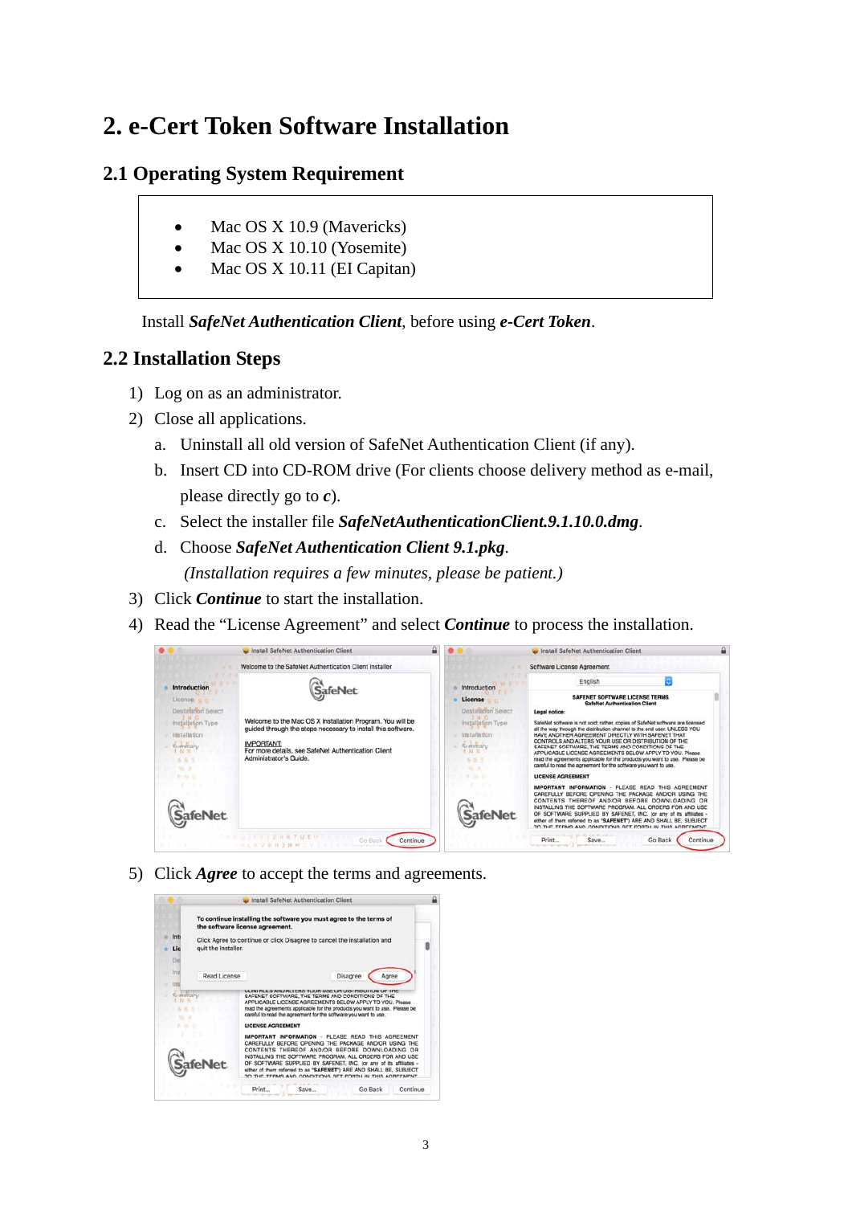# 2. e-Cert Token Software Installation

## 2.1 Operating System Requirement

- Mac OS X 10.9 (Mavericks)
- Mac OS X 10.10 (Yosemite)
- Mac OS X 10.11 (EI Capitan)

Install ***SafeNet Authentication Client***, before using ***e-Cert Token***.

## 2.2 Installation Steps

1) Log on as an administrator.
2) Close all applications.
   a. Uninstall all old version of SafeNet Authentication Client (if any).
   b. Insert CD into CD-ROM drive (For clients choose delivery method as e-mail, please directly go to ***c***).
   c. Select the installer file ***SafeNetAuthenticationClient.9.1.10.0.dmg***.
   d. Choose ***SafeNet Authentication Client 9.1.pkg***.
   *(Installation requires a few minutes, please be patient.)*
3) Click ***Continue*** to start the installation.
4) Read the "License Agreement" and select ***Continue*** to process the installation.
5) Click ***Agree*** to accept the terms and agreements.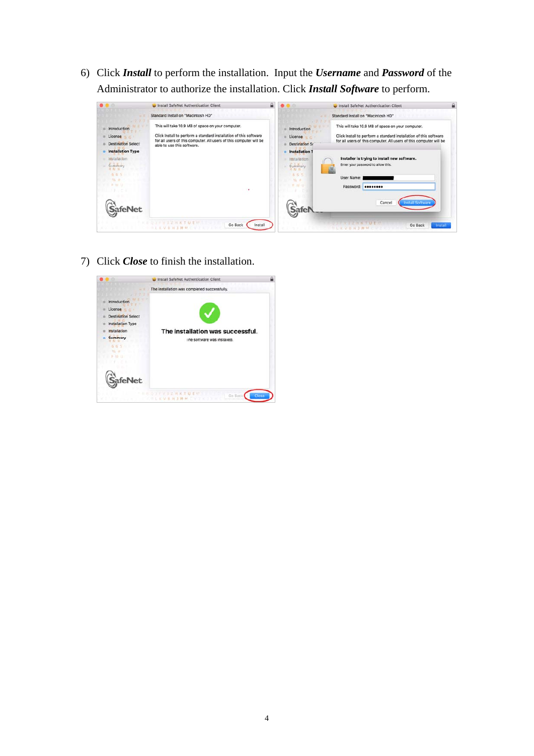6) Click ***Install*** to perform the installation. Input the ***Username*** and ***Password*** of the Administrator to authorize the installation. Click ***Install Software*** to perform.

7) Click ***Close*** to finish the installation.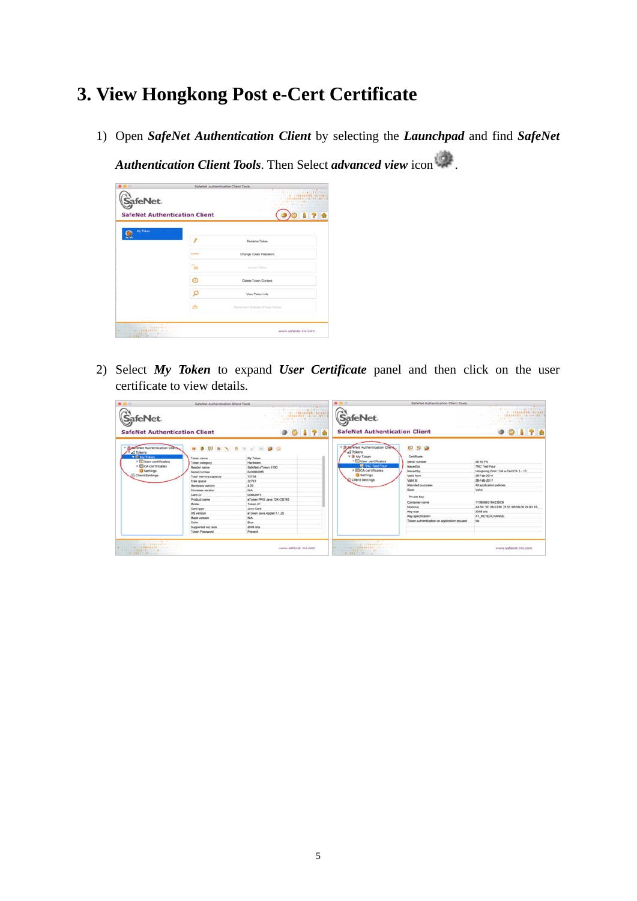# 3. View Hongkong Post e-Cert Certificate

1) Open ***SafeNet Authentication Client*** by selecting the ***Launchpad*** and find ***SafeNet Authentication Client Tools***. Then Select ***advanced view*** icon .

2) Select ***My Token*** to expand ***User Certificate*** panel and then click on the user certificate to view details.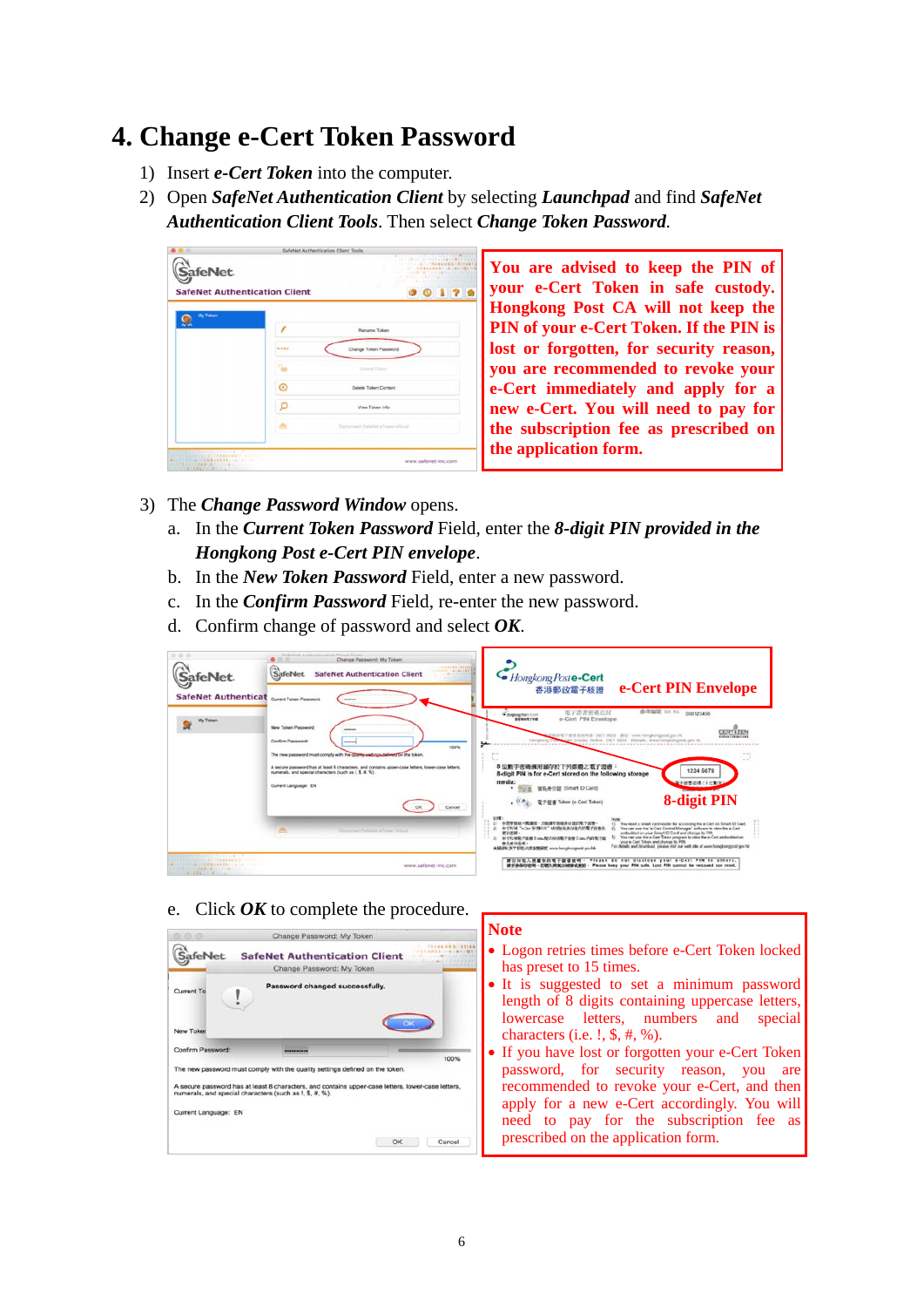# 4. Change e-Cert Token Password

1) Insert ***e-Cert Token*** into the computer.
2) Open ***SafeNet Authentication Client*** by selecting ***Launchpad*** and find ***SafeNet Authentication Client Tools***. Then select ***Change Token Password***.

**You are advised to keep the PIN of your e-Cert Token in safe custody. Hongkong Post CA will not keep the PIN of your e-Cert Token. If the PIN is lost or forgotten, for security reason, you are recommended to revoke your e-Cert immediately and apply for a new e-Cert. You will need to pay for the subscription fee as prescribed on the application form.**

3) The ***Change Password Window*** opens.
   a. In the ***Current Token Password*** Field, enter the ***8-digit PIN provided in the Hongkong Post e-Cert PIN envelope***.
   b. In the ***New Token Password*** Field, enter a new password.
   c. In the ***Confirm Password*** Field, re-enter the new password.
   d. Confirm change of password and select ***OK***.

**e-Cert PIN Envelope**

**8-digit PIN**

   e. Click ***OK*** to complete the procedure.

**Note**

- Logon retries times before e-Cert Token locked has preset to 15 times.
- It is suggested to set a minimum password length of 8 digits containing uppercase letters, lowercase letters, numbers and special characters (i.e. !, $, #, %).
- If you have lost or forgotten your e-Cert Token password, for security reason, you are recommended to revoke your e-Cert, and then apply for a new e-Cert accordingly. You will need to pay for the subscription fee as prescribed on the application form.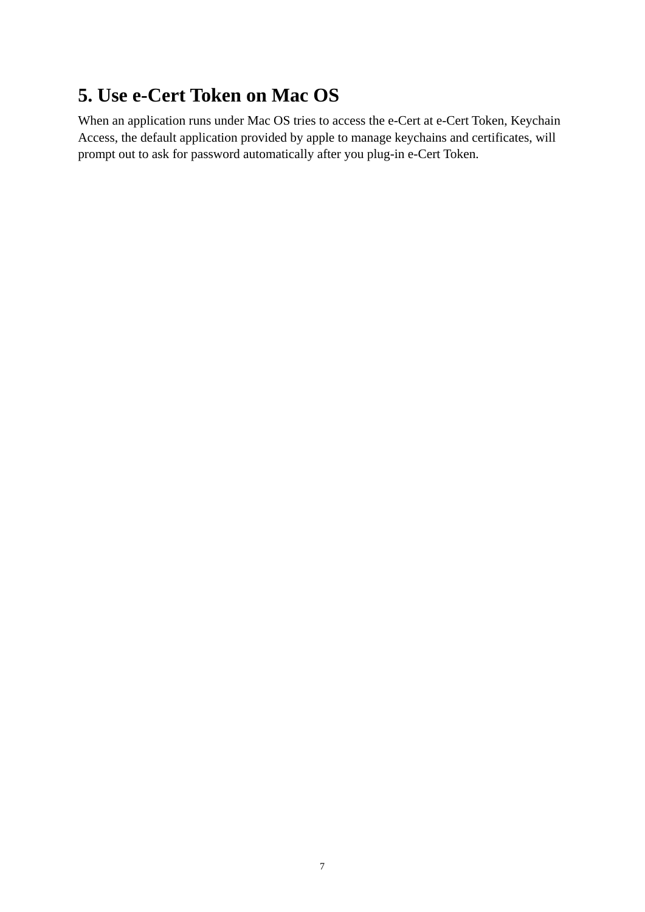# 5. Use e-Cert Token on Mac OS

When an application runs under Mac OS tries to access the e-Cert at e-Cert Token, Keychain Access, the default application provided by apple to manage keychains and certificates, will prompt out to ask for password automatically after you plug-in e-Cert Token.